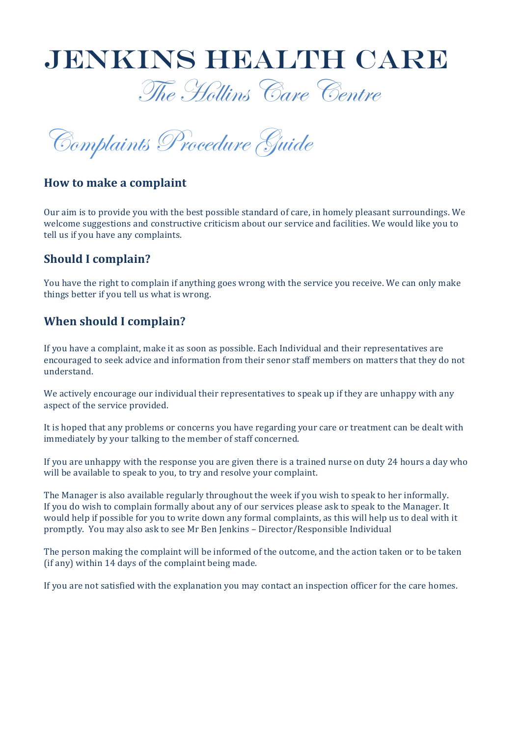# JENKINS HEALTH CARE

*The Hollins Care Centre*

*Complaints Procedure Guide*

## How to make a complaint

Our aim is to provide you with the best possible standard of care, in homely pleasant surroundings. We welcome suggestions and constructive criticism about our service and facilities. We would like you to tell us if you have any complaints.

## Should I complain?

You have the right to complain if anything goes wrong with the service you receive. We can only make things better if you tell us what is wrong.

## When should I complain?

If you have a complaint, make it as soon as possible. Each Individual and their representatives are encouraged to seek advice and information from their senor staff members on matters that they do not understand.

We actively encourage our individual their representatives to speak up if they are unhappy with any aspect of the service provided.

It is hoped that any problems or concerns you have regarding your care or treatment can be dealt with immediately by your talking to the member of staff concerned.

If you are unhappy with the response you are given there is a trained nurse on duty 24 hours a day who will be available to speak to you, to try and resolve your complaint.

The Manager is also available regularly throughout the week if you wish to speak to her informally. If you do wish to complain formally about any of our services please ask to speak to the Manager. It would help if possible for you to write down any formal complaints, as this will help us to deal with it promptly. You may also ask to see Mr Ben Jenkins – Director/Responsible Individual

The person making the complaint will be informed of the outcome, and the action taken or to be taken (if any) within 14 days of the complaint being made.

If you are not satisfied with the explanation you may contact an inspection officer for the care homes.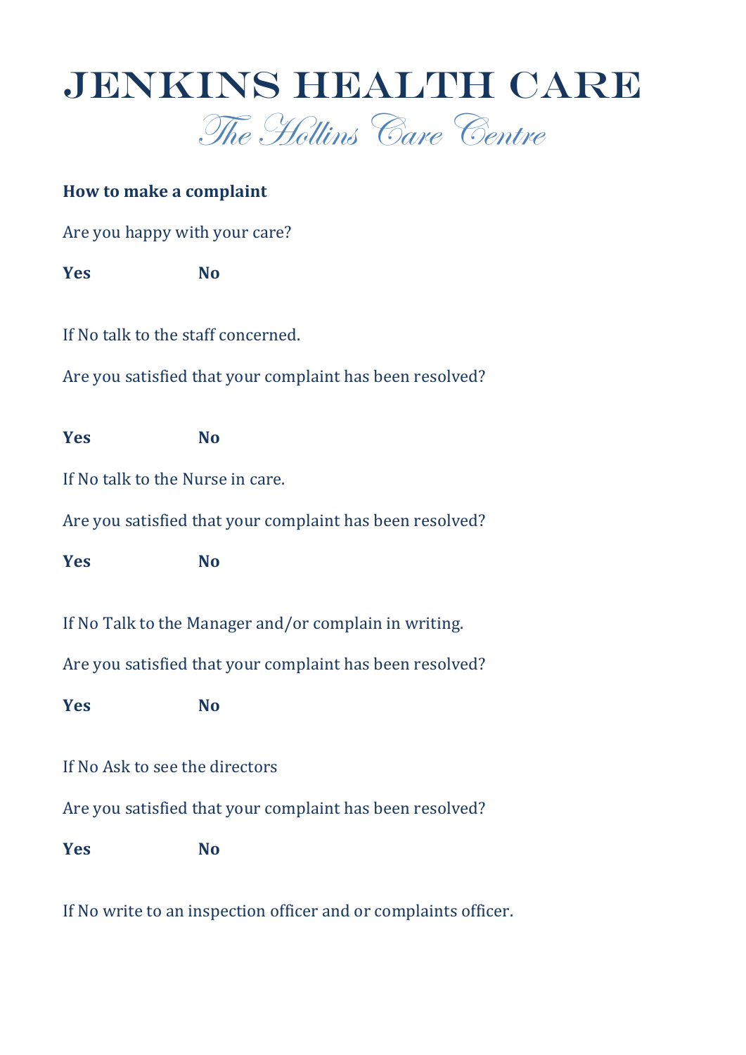# JENKINS HEALTH CARE

## *The Hollins Care Centre*

**How to make a complaint**

Are you happy with your care?

**Yes** **No**

If No talk to the staff concerned.

Are you satisfied that your complaint has been resolved?

**Yes** **No**

If No talk to the Nurse in care.

Are you satisfied that your complaint has been resolved?

**Yes** **No**

If No Talk to the Manager and/or complain in writing.

Are you satisfied that your complaint has been resolved?

**Yes** **No**

If No Ask to see the directors

Are you satisfied that your complaint has been resolved?

**Yes** **No**

If No write to an inspection officer and or complaints officer.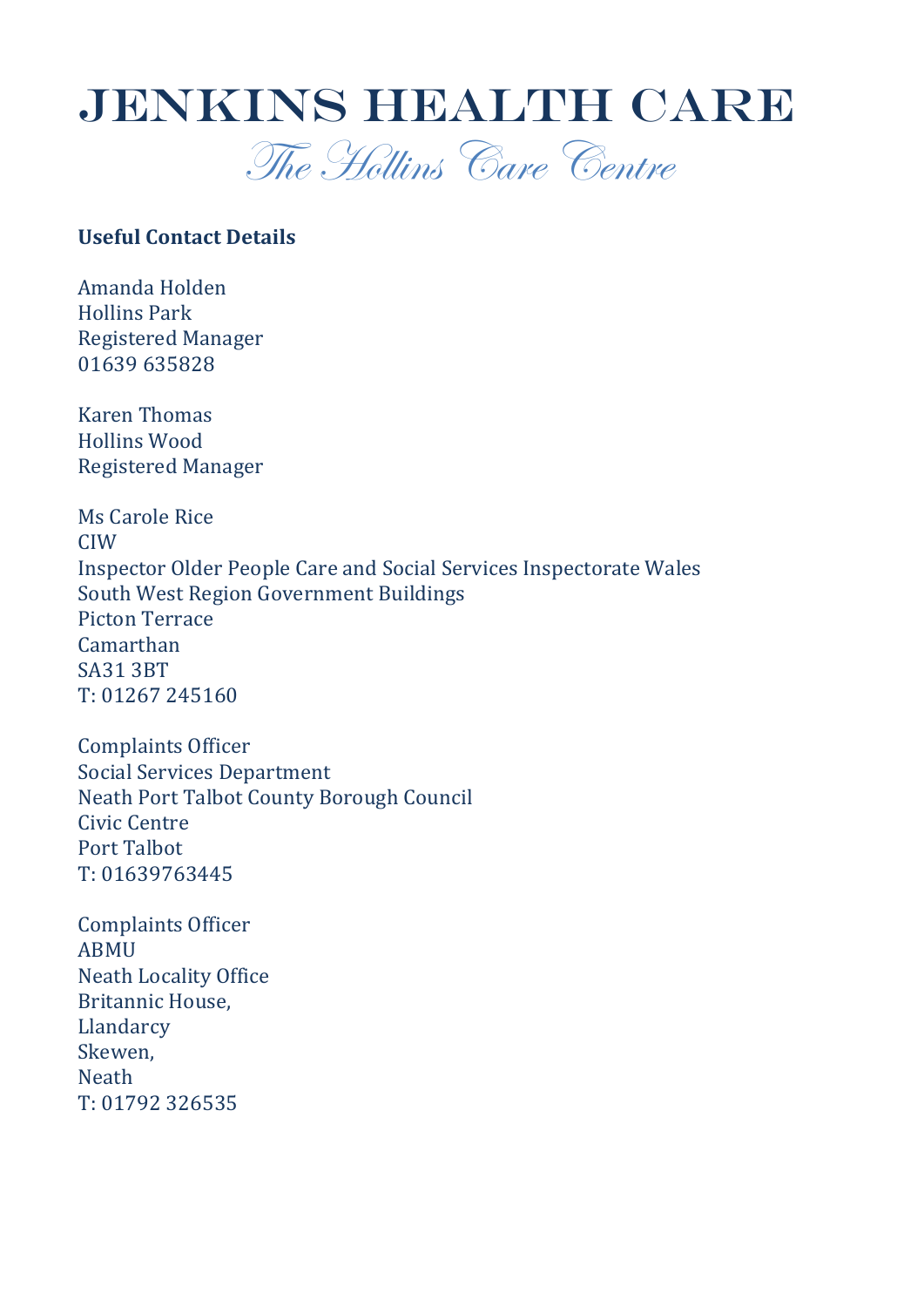# JENKINS HEALTH CARE

## *The Hollins Care Centre*

**Useful Contact Details**

Amanda Holden
Hollins Park
Registered Manager
01639 635828

Karen Thomas
Hollins Wood
Registered Manager

Ms Carole Rice
CIW
Inspector Older People Care and Social Services Inspectorate Wales
South West Region Government Buildings
Picton Terrace
Camarthan
SA31 3BT
T: 01267 245160

Complaints Officer
Social Services Department
Neath Port Talbot County Borough Council
Civic Centre
Port Talbot
T: 01639763445

Complaints Officer
ABMU
Neath Locality Office
Britannic House,
Llandarcy
Skewen,
Neath
T: 01792 326535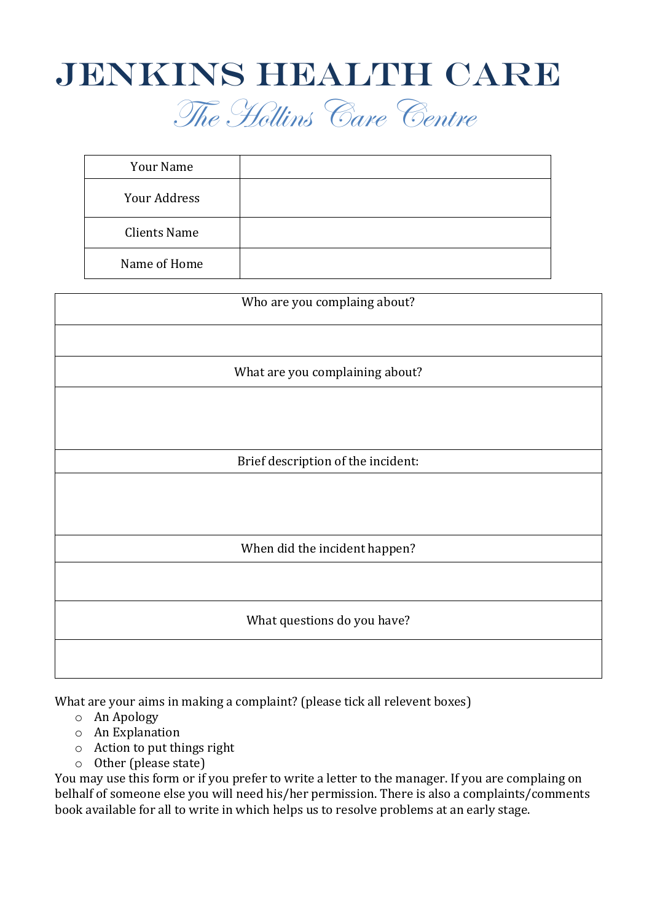# JENKINS HEALTH CARE

## *The Hollins Care Centre*

| | |
|---|---|
| Your Name | |
| Your Address | |
| Clients Name | |
| Name of Home | |

| Who are you complaining about? |
|---|
| |
| What are you complaining about? |
| |
| Brief description of the incident: |
| |
| When did the incident happen? |
| |
| What questions do you have? |
| |

What are your aims in making a complaint? (please tick all relevent boxes)

- An Apology
- An Explanation
- Action to put things right
- Other (please state)

You may use this form or if you prefer to write a letter to the manager. If you are complaing on belhalf of someone else you will need his/her permission. There is also a complaints/comments book available for all to write in which helps us to resolve problems at an early stage.